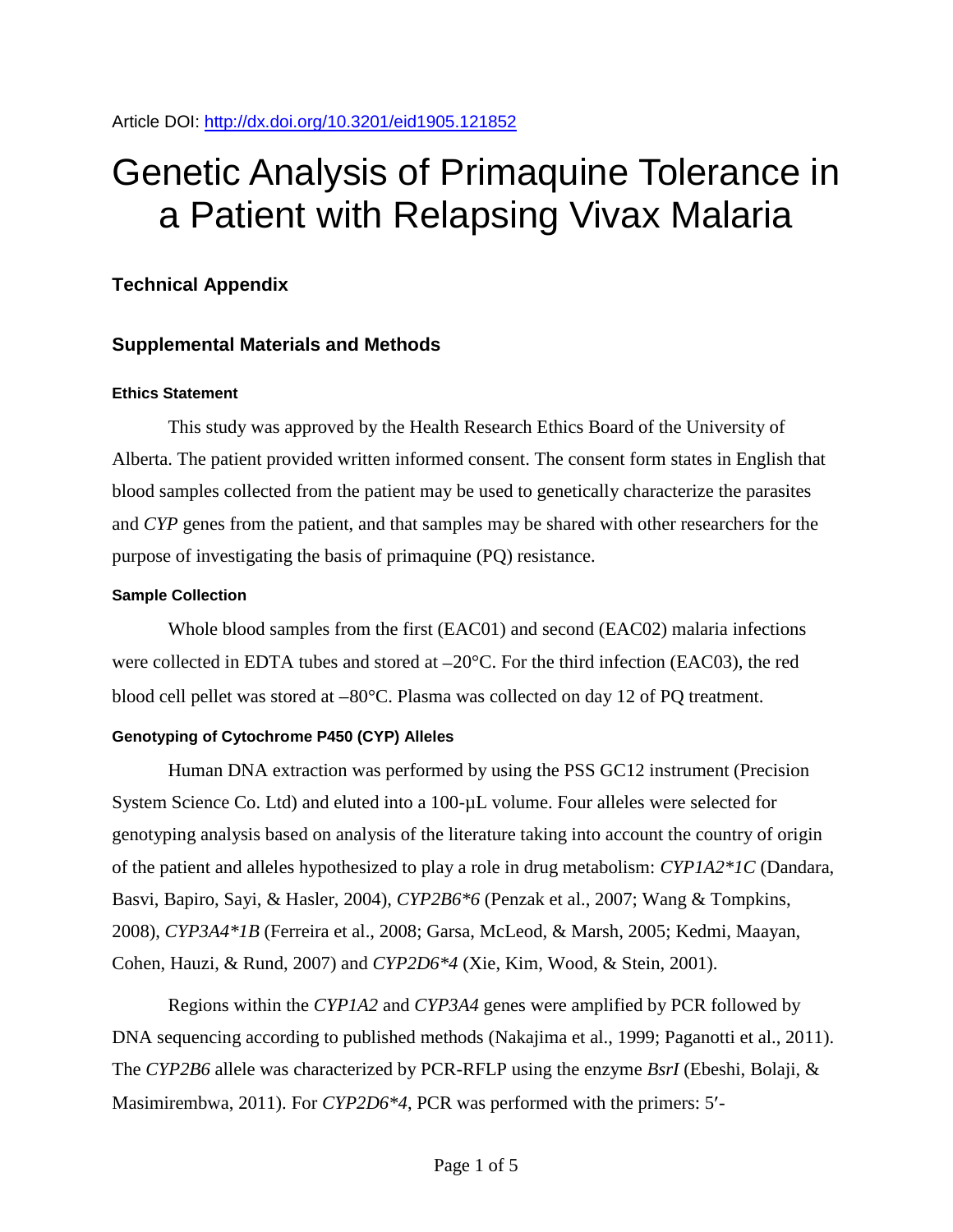Article DOI: http://dx.doi.org/10.3201/eid1905.121852

# Genetic Analysis of Primaquine Tolerance in a Patient with Relapsing Vivax Malaria

## Technical Appendix

## Supplemental Materials and Methods

### Ethics Statement

This study was approved by the Health Research Ethics Board of the University of Alberta. The patient provided written informed consent. The consent form states in English that blood samples collected from the patient may be used to genetically characterize the parasites and *CYP* genes from the patient, and that samples may be shared with other researchers for the purpose of investigating the basis of primaquine (PQ) resistance.

### Sample Collection

Whole blood samples from the first (EAC01) and second (EAC02) malaria infections were collected in EDTA tubes and stored at –20°C. For the third infection (EAC03), the red blood cell pellet was stored at –80°C. Plasma was collected on day 12 of PQ treatment.

### Genotyping of Cytochrome P450 (CYP) Alleles

Human DNA extraction was performed by using the PSS GC12 instrument (Precision System Science Co. Ltd) and eluted into a 100-μL volume. Four alleles were selected for genotyping analysis based on analysis of the literature taking into account the country of origin of the patient and alleles hypothesized to play a role in drug metabolism: *CYP1A2*1C* (Dandara, Basvi, Bapiro, Sayi, & Hasler, 2004), *CYP2B6*6* (Penzak et al., 2007; Wang & Tompkins, 2008), *CYP3A4*1B* (Ferreira et al., 2008; Garsa, McLeod, & Marsh, 2005; Kedmi, Maayan, Cohen, Hauzi, & Rund, 2007) and *CYP2D6*4* (Xie, Kim, Wood, & Stein, 2001).

Regions within the *CYP1A2* and *CYP3A4* genes were amplified by PCR followed by DNA sequencing according to published methods (Nakajima et al., 1999; Paganotti et al., 2011). The *CYP2B6* allele was characterized by PCR-RFLP using the enzyme *BsrI* (Ebeshi, Bolaji, & Masimirembwa, 2011). For *CYP2D6*4*, PCR was performed with the primers: 5′-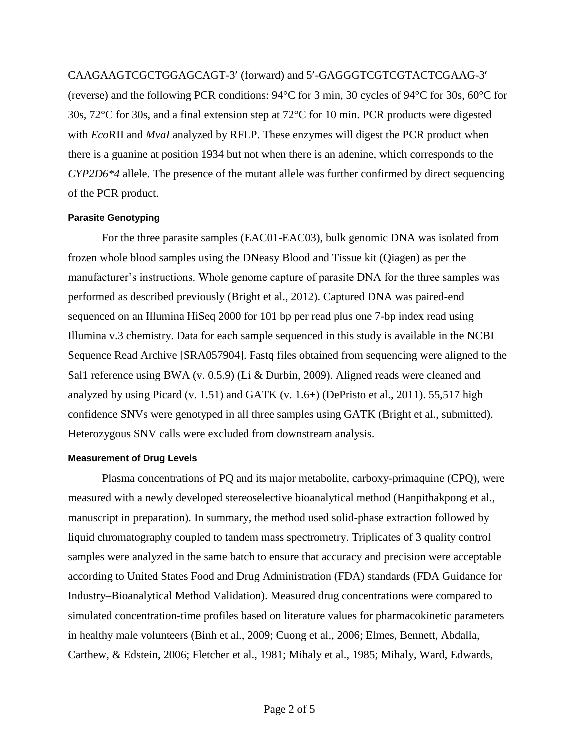CAAGAAGTCGCTGGAGCAGT-3′ (forward) and 5′-GAGGGTCGTCGTACTCGAAG-3′ (reverse) and the following PCR conditions: 94°C for 3 min, 30 cycles of 94°C for 30s, 60°C for 30s, 72°C for 30s, and a final extension step at 72°C for 10 min. PCR products were digested with *Eco*RII and *MvaI* analyzed by RFLP. These enzymes will digest the PCR product when there is a guanine at position 1934 but not when there is an adenine, which corresponds to the *CYP2D6*4* allele. The presence of the mutant allele was further confirmed by direct sequencing of the PCR product.

#### Parasite Genotyping

For the three parasite samples (EAC01-EAC03), bulk genomic DNA was isolated from frozen whole blood samples using the DNeasy Blood and Tissue kit (Qiagen) as per the manufacturer's instructions. Whole genome capture of parasite DNA for the three samples was performed as described previously (Bright et al., 2012). Captured DNA was paired-end sequenced on an Illumina HiSeq 2000 for 101 bp per read plus one 7-bp index read using Illumina v.3 chemistry. Data for each sample sequenced in this study is available in the NCBI Sequence Read Archive [SRA057904]. Fastq files obtained from sequencing were aligned to the Sal1 reference using BWA (v. 0.5.9) (Li & Durbin, 2009). Aligned reads were cleaned and analyzed by using Picard (v. 1.51) and GATK (v. 1.6+) (DePristo et al., 2011). 55,517 high confidence SNVs were genotyped in all three samples using GATK (Bright et al., submitted). Heterozygous SNV calls were excluded from downstream analysis.

#### Measurement of Drug Levels

Plasma concentrations of PQ and its major metabolite, carboxy-primaquine (CPQ), were measured with a newly developed stereoselective bioanalytical method (Hanpithakpong et al., manuscript in preparation). In summary, the method used solid-phase extraction followed by liquid chromatography coupled to tandem mass spectrometry. Triplicates of 3 quality control samples were analyzed in the same batch to ensure that accuracy and precision were acceptable according to United States Food and Drug Administration (FDA) standards (FDA Guidance for Industry–Bioanalytical Method Validation). Measured drug concentrations were compared to simulated concentration-time profiles based on literature values for pharmacokinetic parameters in healthy male volunteers (Binh et al., 2009; Cuong et al., 2006; Elmes, Bennett, Abdalla, Carthew, & Edstein, 2006; Fletcher et al., 1981; Mihaly et al., 1985; Mihaly, Ward, Edwards,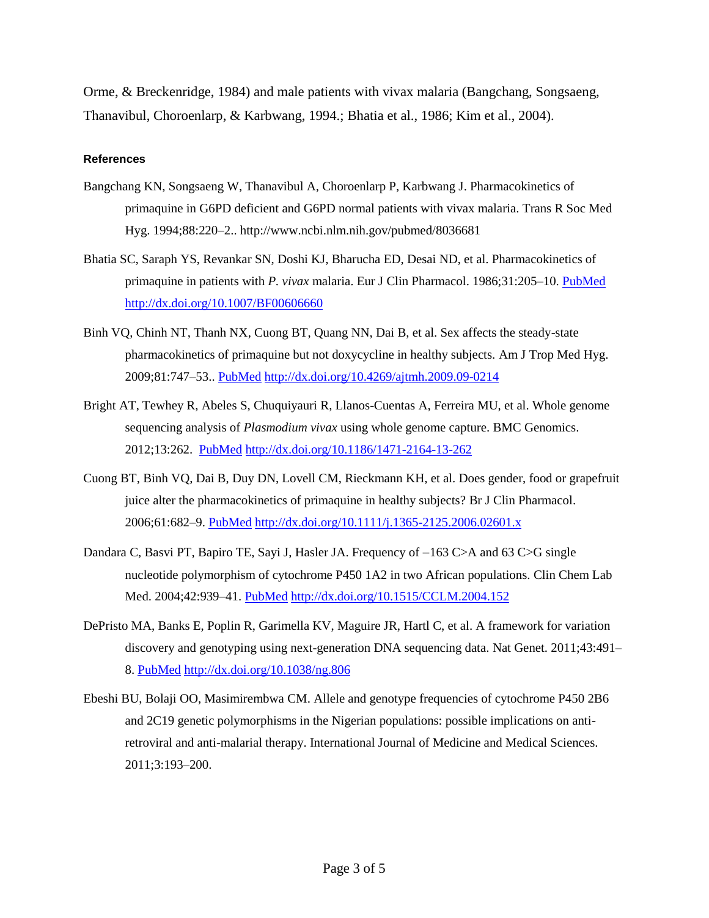Orme, & Breckenridge, 1984) and male patients with vivax malaria (Bangchang, Songsaeng, Thanavibul, Choroenlarp, & Karbwang, 1994.; Bhatia et al., 1986; Kim et al., 2004).

### References

Bangchang KN, Songsaeng W, Thanavibul A, Choroenlarp P, Karbwang J. Pharmacokinetics of primaquine in G6PD deficient and G6PD normal patients with vivax malaria. Trans R Soc Med Hyg. 1994;88:220–2.. http://www.ncbi.nlm.nih.gov/pubmed/8036681

Bhatia SC, Saraph YS, Revankar SN, Doshi KJ, Bharucha ED, Desai ND, et al. Pharmacokinetics of primaquine in patients with *P. vivax* malaria. Eur J Clin Pharmacol. 1986;31:205–10. PubMed http://dx.doi.org/10.1007/BF00606660

Binh VQ, Chinh NT, Thanh NX, Cuong BT, Quang NN, Dai B, et al. Sex affects the steady-state pharmacokinetics of primaquine but not doxycycline in healthy subjects. Am J Trop Med Hyg. 2009;81:747–53.. PubMed http://dx.doi.org/10.4269/ajtmh.2009.09-0214

Bright AT, Tewhey R, Abeles S, Chuquiyauri R, Llanos-Cuentas A, Ferreira MU, et al. Whole genome sequencing analysis of *Plasmodium vivax* using whole genome capture. BMC Genomics. 2012;13:262. PubMed http://dx.doi.org/10.1186/1471-2164-13-262

Cuong BT, Binh VQ, Dai B, Duy DN, Lovell CM, Rieckmann KH, et al. Does gender, food or grapefruit juice alter the pharmacokinetics of primaquine in healthy subjects? Br J Clin Pharmacol. 2006;61:682–9. PubMed http://dx.doi.org/10.1111/j.1365-2125.2006.02601.x

Dandara C, Basvi PT, Bapiro TE, Sayi J, Hasler JA. Frequency of –163 C>A and 63 C>G single nucleotide polymorphism of cytochrome P450 1A2 in two African populations. Clin Chem Lab Med. 2004;42:939–41. PubMed http://dx.doi.org/10.1515/CCLM.2004.152

DePristo MA, Banks E, Poplin R, Garimella KV, Maguire JR, Hartl C, et al. A framework for variation discovery and genotyping using next-generation DNA sequencing data. Nat Genet. 2011;43:491–8. PubMed http://dx.doi.org/10.1038/ng.806

Ebeshi BU, Bolaji OO, Masimirembwa CM. Allele and genotype frequencies of cytochrome P450 2B6 and 2C19 genetic polymorphisms in the Nigerian populations: possible implications on anti-retroviral and anti-malarial therapy. International Journal of Medicine and Medical Sciences. 2011;3:193–200.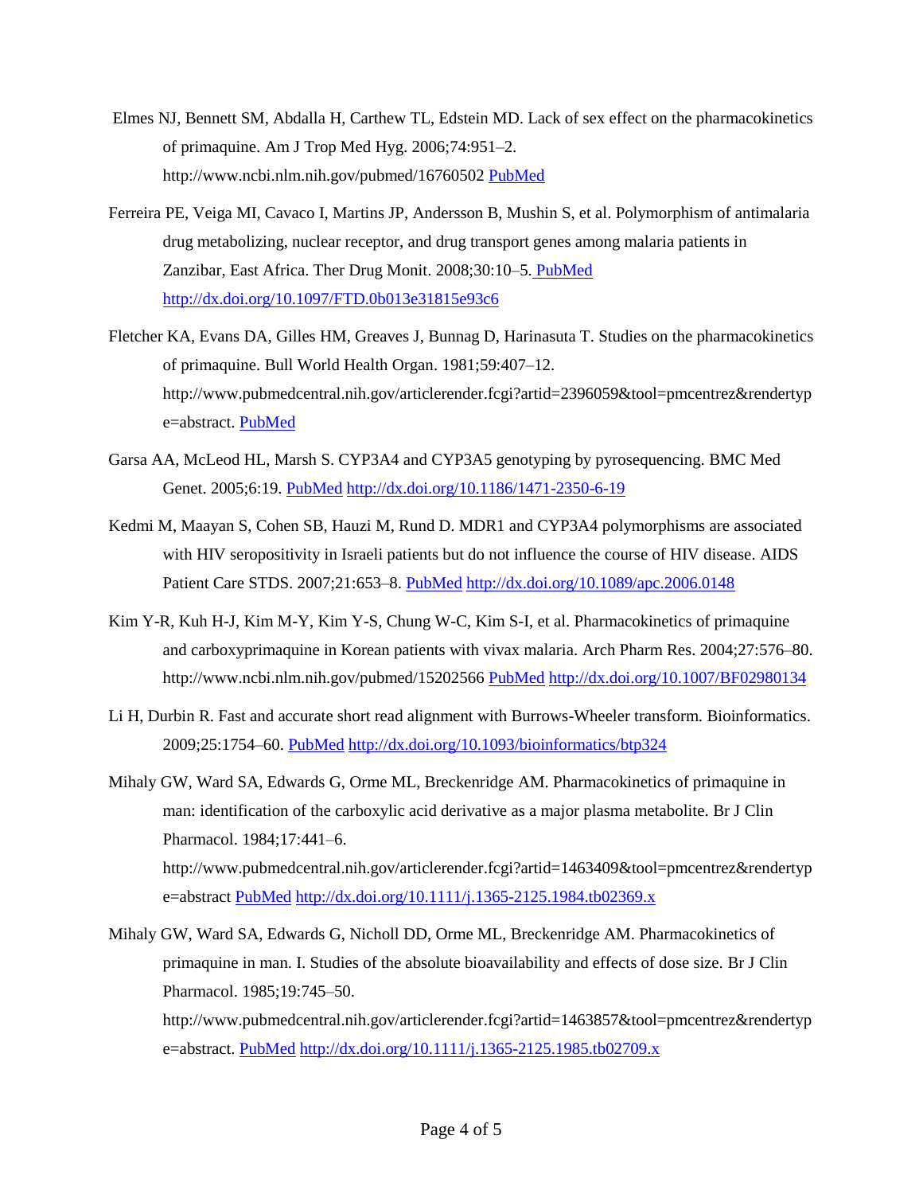Elmes NJ, Bennett SM, Abdalla H, Carthew TL, Edstein MD. Lack of sex effect on the pharmacokinetics of primaquine. Am J Trop Med Hyg. 2006;74:951–2. http://www.ncbi.nlm.nih.gov/pubmed/16760502 PubMed

Ferreira PE, Veiga MI, Cavaco I, Martins JP, Andersson B, Mushin S, et al. Polymorphism of antimalaria drug metabolizing, nuclear receptor, and drug transport genes among malaria patients in Zanzibar, East Africa. Ther Drug Monit. 2008;30:10–5. PubMed http://dx.doi.org/10.1097/FTD.0b013e31815e93c6

Fletcher KA, Evans DA, Gilles HM, Greaves J, Bunnag D, Harinasuta T. Studies on the pharmacokinetics of primaquine. Bull World Health Organ. 1981;59:407–12. http://www.pubmedcentral.nih.gov/articlerender.fcgi?artid=2396059&tool=pmcentrez&rendertype=abstract. PubMed

Garsa AA, McLeod HL, Marsh S. CYP3A4 and CYP3A5 genotyping by pyrosequencing. BMC Med Genet. 2005;6:19. PubMed http://dx.doi.org/10.1186/1471-2350-6-19

Kedmi M, Maayan S, Cohen SB, Hauzi M, Rund D. MDR1 and CYP3A4 polymorphisms are associated with HIV seropositivity in Israeli patients but do not influence the course of HIV disease. AIDS Patient Care STDS. 2007;21:653–8. PubMed http://dx.doi.org/10.1089/apc.2006.0148

Kim Y-R, Kuh H-J, Kim M-Y, Kim Y-S, Chung W-C, Kim S-I, et al. Pharmacokinetics of primaquine and carboxyprimaquine in Korean patients with vivax malaria. Arch Pharm Res. 2004;27:576–80. http://www.ncbi.nlm.nih.gov/pubmed/15202566 PubMed http://dx.doi.org/10.1007/BF02980134

Li H, Durbin R. Fast and accurate short read alignment with Burrows-Wheeler transform. Bioinformatics. 2009;25:1754–60. PubMed http://dx.doi.org/10.1093/bioinformatics/btp324

Mihaly GW, Ward SA, Edwards G, Orme ML, Breckenridge AM. Pharmacokinetics of primaquine in man: identification of the carboxylic acid derivative as a major plasma metabolite. Br J Clin Pharmacol. 1984;17:441–6. http://www.pubmedcentral.nih.gov/articlerender.fcgi?artid=1463409&tool=pmcentrez&rendertype=abstract PubMed http://dx.doi.org/10.1111/j.1365-2125.1984.tb02369.x

Mihaly GW, Ward SA, Edwards G, Nicholl DD, Orme ML, Breckenridge AM. Pharmacokinetics of primaquine in man. I. Studies of the absolute bioavailability and effects of dose size. Br J Clin Pharmacol. 1985;19:745–50. http://www.pubmedcentral.nih.gov/articlerender.fcgi?artid=1463857&tool=pmcentrez&rendertype=abstract. PubMed http://dx.doi.org/10.1111/j.1365-2125.1985.tb02709.x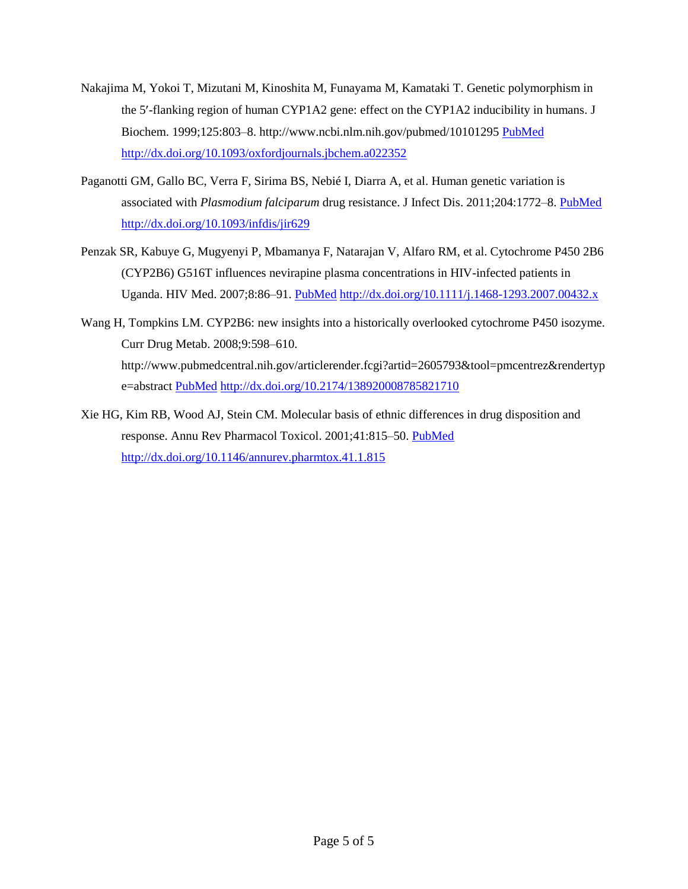Nakajima M, Yokoi T, Mizutani M, Kinoshita M, Funayama M, Kamataki T. Genetic polymorphism in the 5′-flanking region of human CYP1A2 gene: effect on the CYP1A2 inducibility in humans. J Biochem. 1999;125:803–8. http://www.ncbi.nlm.nih.gov/pubmed/10101295 PubMed http://dx.doi.org/10.1093/oxfordjournals.jbchem.a022352

Paganotti GM, Gallo BC, Verra F, Sirima BS, Nebié I, Diarra A, et al. Human genetic variation is associated with *Plasmodium falciparum* drug resistance. J Infect Dis. 2011;204:1772–8. PubMed http://dx.doi.org/10.1093/infdis/jir629

Penzak SR, Kabuye G, Mugyenyi P, Mbamanya F, Natarajan V, Alfaro RM, et al. Cytochrome P450 2B6 (CYP2B6) G516T influences nevirapine plasma concentrations in HIV-infected patients in Uganda. HIV Med. 2007;8:86–91. PubMed http://dx.doi.org/10.1111/j.1468-1293.2007.00432.x

Wang H, Tompkins LM. CYP2B6: new insights into a historically overlooked cytochrome P450 isozyme. Curr Drug Metab. 2008;9:598–610. http://www.pubmedcentral.nih.gov/articlerender.fcgi?artid=2605793&tool=pmcentrez&rendertype=abstract PubMed http://dx.doi.org/10.2174/138920008785821710

Xie HG, Kim RB, Wood AJ, Stein CM. Molecular basis of ethnic differences in drug disposition and response. Annu Rev Pharmacol Toxicol. 2001;41:815–50. PubMed http://dx.doi.org/10.1146/annurev.pharmtox.41.1.815